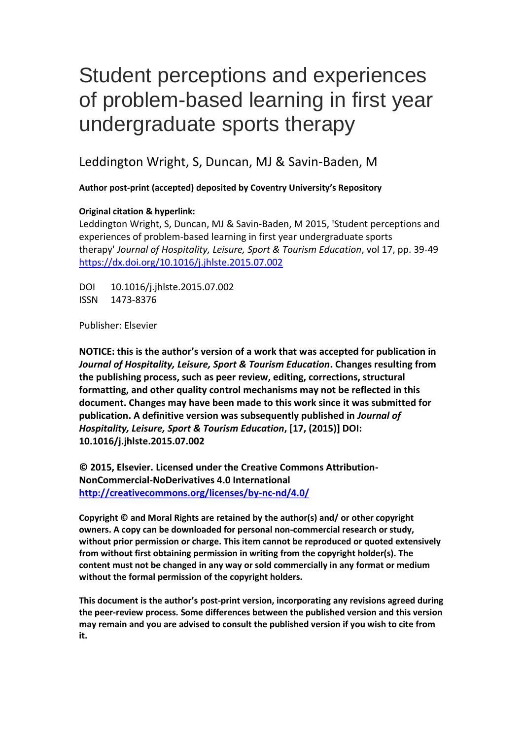# Student perceptions and experiences of problem-based learning in first year undergraduate sports therapy

Leddington Wright, S, Duncan, MJ & Savin-Baden, M

**Author post-print (accepted) deposited by Coventry University's Repository**

**Original citation & hyperlink:**

Leddington Wright, S, Duncan, MJ & Savin-Baden, M 2015, 'Student perceptions and experiences of problem-based learning in first year undergraduate sports therapy' *Journal of Hospitality, Leisure, Sport & Tourism Education*, vol 17, pp. 39-49
https://dx.doi.org/10.1016/j.jhlste.2015.07.002

DOI 10.1016/j.jhlste.2015.07.002
ISSN 1473-8376

Publisher: Elsevier

**NOTICE: this is the author's version of a work that was accepted for publication in *Journal of Hospitality, Leisure, Sport & Tourism Education*. Changes resulting from the publishing process, such as peer review, editing, corrections, structural formatting, and other quality control mechanisms may not be reflected in this document. Changes may have been made to this work since it was submitted for publication. A definitive version was subsequently published in *Journal of Hospitality, Leisure, Sport & Tourism Education*, [17, (2015)] DOI: 10.1016/j.jhlste.2015.07.002**

**© 2015, Elsevier. Licensed under the Creative Commons Attribution-NonCommercial-NoDerivatives 4.0 International**
**http://creativecommons.org/licenses/by-nc-nd/4.0/**

**Copyright © and Moral Rights are retained by the author(s) and/ or other copyright owners. A copy can be downloaded for personal non-commercial research or study, without prior permission or charge. This item cannot be reproduced or quoted extensively from without first obtaining permission in writing from the copyright holder(s). The content must not be changed in any way or sold commercially in any format or medium without the formal permission of the copyright holders.**

**This document is the author's post-print version, incorporating any revisions agreed during the peer-review process. Some differences between the published version and this version may remain and you are advised to consult the published version if you wish to cite from it.**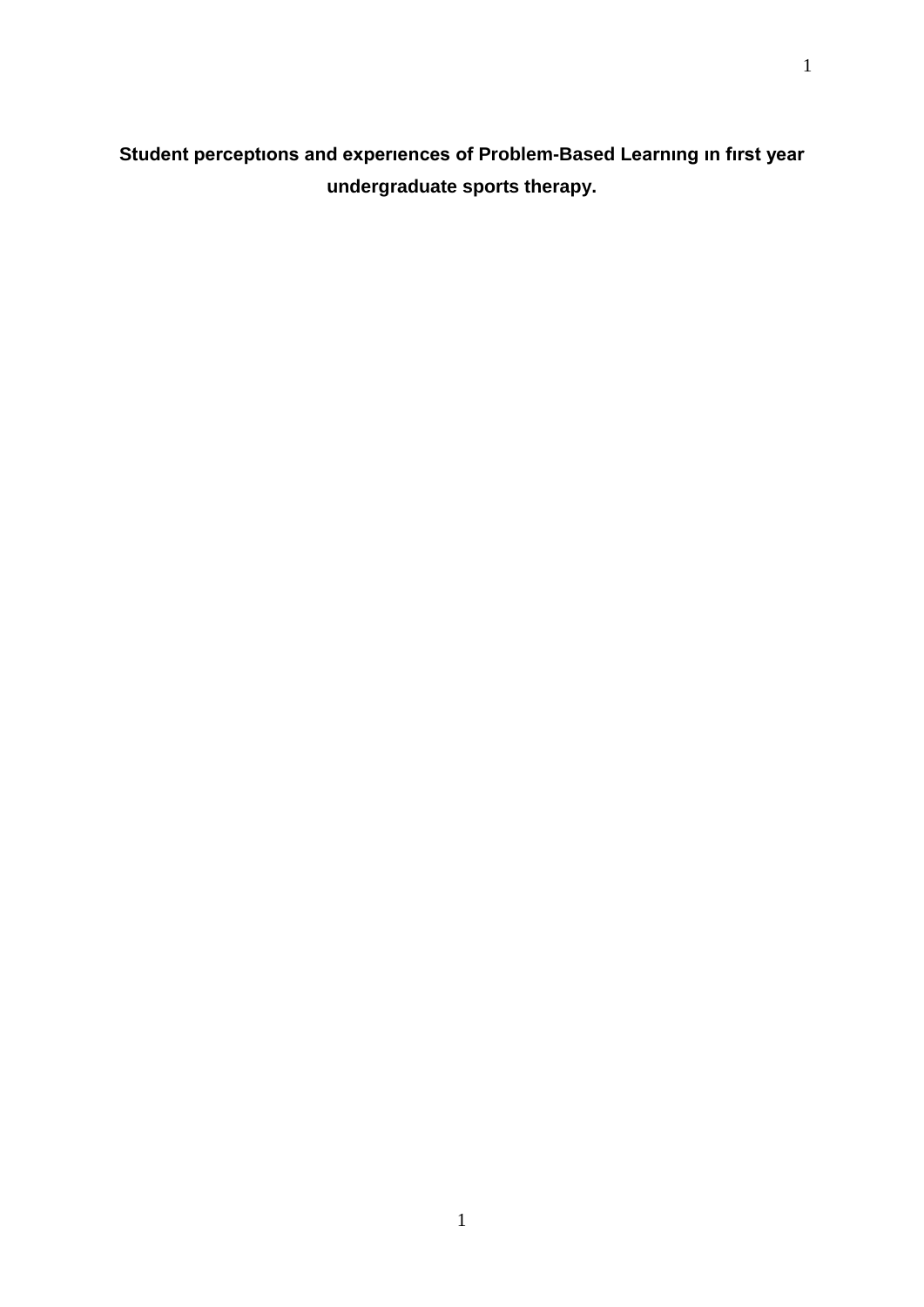**Student perceptıons and experıences of Problem-Based Learnıng ın fırst year undergraduate sports therapy.**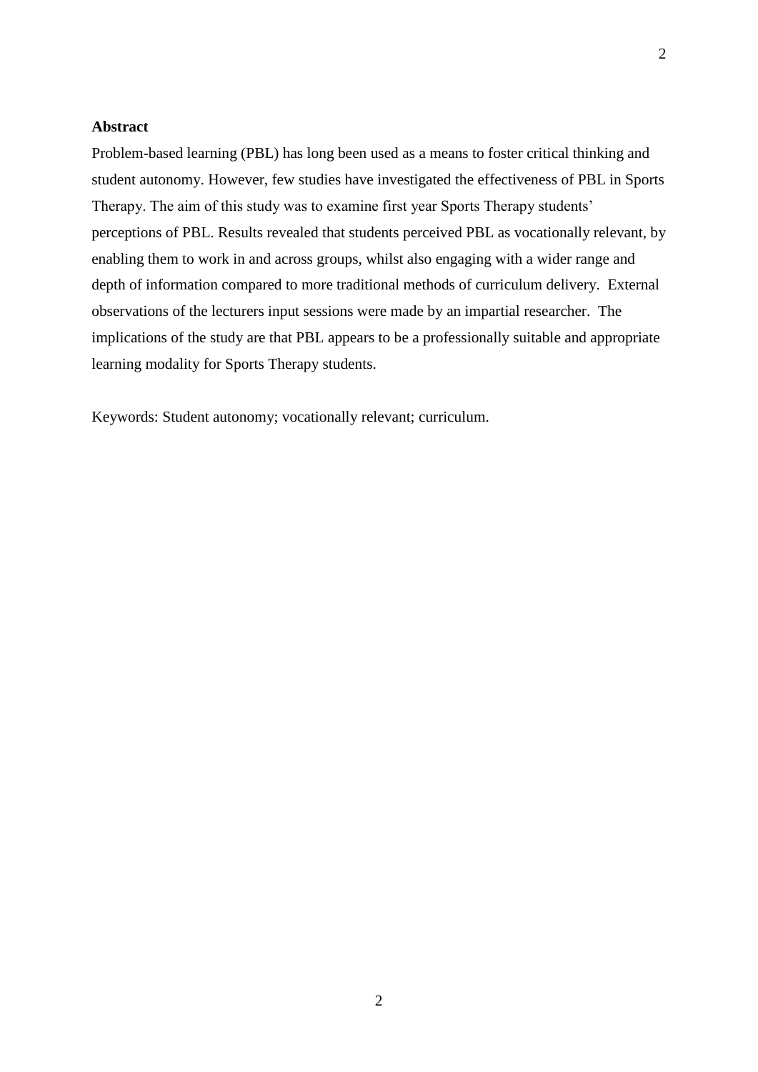## Abstract

Problem-based learning (PBL) has long been used as a means to foster critical thinking and student autonomy. However, few studies have investigated the effectiveness of PBL in Sports Therapy. The aim of this study was to examine first year Sports Therapy students' perceptions of PBL. Results revealed that students perceived PBL as vocationally relevant, by enabling them to work in and across groups, whilst also engaging with a wider range and depth of information compared to more traditional methods of curriculum delivery. External observations of the lecturers input sessions were made by an impartial researcher. The implications of the study are that PBL appears to be a professionally suitable and appropriate learning modality for Sports Therapy students.

Keywords: Student autonomy; vocationally relevant; curriculum.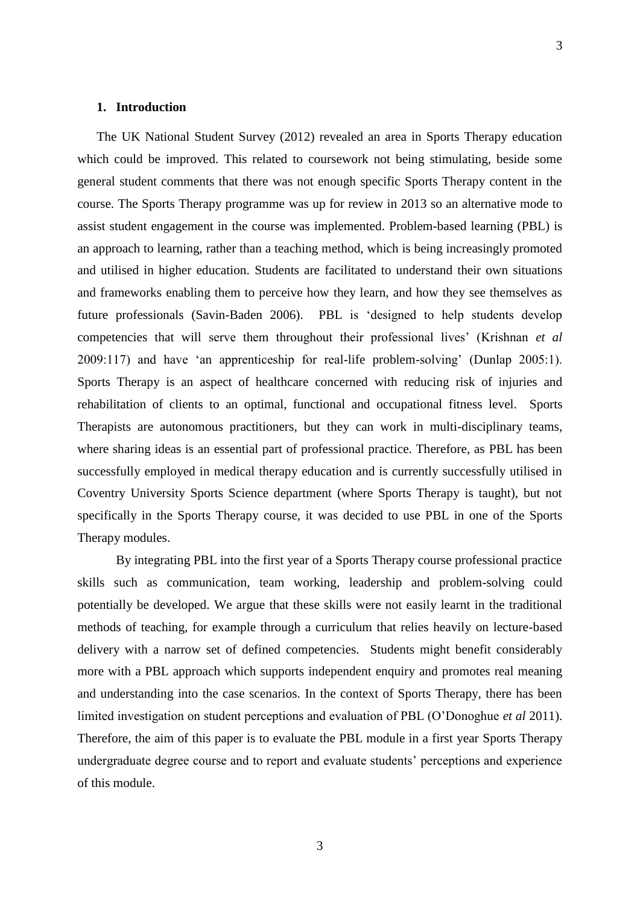## 1. Introduction

The UK National Student Survey (2012) revealed an area in Sports Therapy education which could be improved. This related to coursework not being stimulating, beside some general student comments that there was not enough specific Sports Therapy content in the course. The Sports Therapy programme was up for review in 2013 so an alternative mode to assist student engagement in the course was implemented. Problem-based learning (PBL) is an approach to learning, rather than a teaching method, which is being increasingly promoted and utilised in higher education. Students are facilitated to understand their own situations and frameworks enabling them to perceive how they learn, and how they see themselves as future professionals (Savin-Baden 2006). PBL is 'designed to help students develop competencies that will serve them throughout their professional lives' (Krishnan *et al* 2009:117) and have 'an apprenticeship for real-life problem-solving' (Dunlap 2005:1). Sports Therapy is an aspect of healthcare concerned with reducing risk of injuries and rehabilitation of clients to an optimal, functional and occupational fitness level. Sports Therapists are autonomous practitioners, but they can work in multi-disciplinary teams, where sharing ideas is an essential part of professional practice. Therefore, as PBL has been successfully employed in medical therapy education and is currently successfully utilised in Coventry University Sports Science department (where Sports Therapy is taught), but not specifically in the Sports Therapy course, it was decided to use PBL in one of the Sports Therapy modules.

By integrating PBL into the first year of a Sports Therapy course professional practice skills such as communication, team working, leadership and problem-solving could potentially be developed. We argue that these skills were not easily learnt in the traditional methods of teaching, for example through a curriculum that relies heavily on lecture-based delivery with a narrow set of defined competencies. Students might benefit considerably more with a PBL approach which supports independent enquiry and promotes real meaning and understanding into the case scenarios. In the context of Sports Therapy, there has been limited investigation on student perceptions and evaluation of PBL (O'Donoghue *et al* 2011). Therefore, the aim of this paper is to evaluate the PBL module in a first year Sports Therapy undergraduate degree course and to report and evaluate students' perceptions and experience of this module.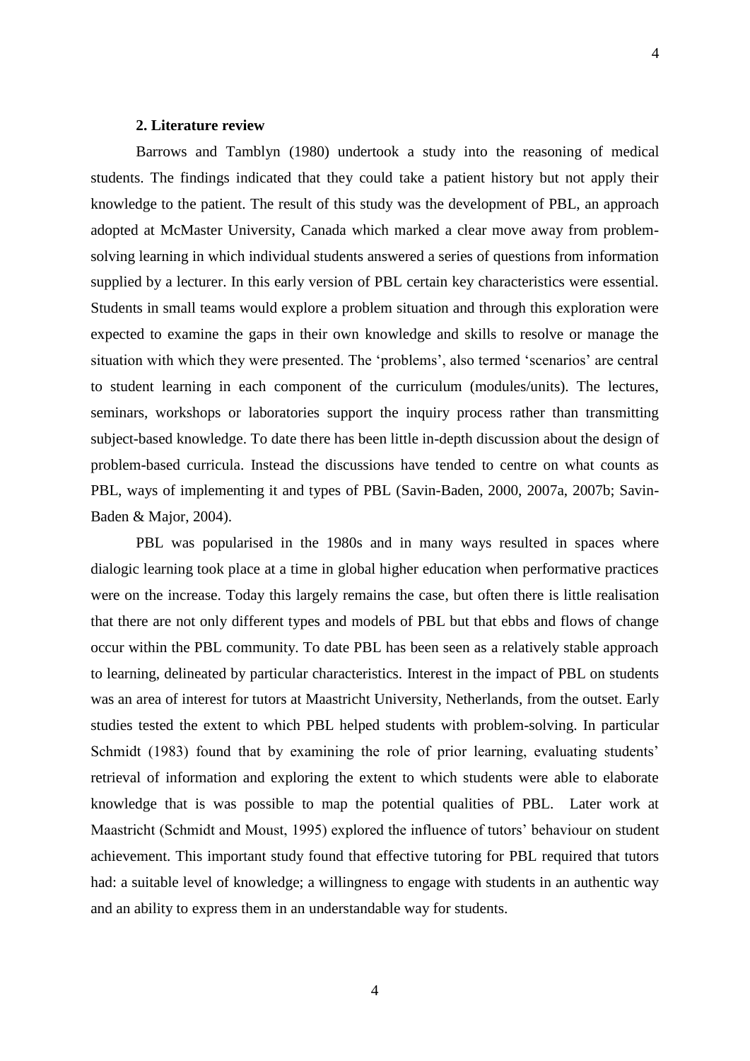## 2. Literature review

Barrows and Tamblyn (1980) undertook a study into the reasoning of medical students. The findings indicated that they could take a patient history but not apply their knowledge to the patient. The result of this study was the development of PBL, an approach adopted at McMaster University, Canada which marked a clear move away from problem-solving learning in which individual students answered a series of questions from information supplied by a lecturer. In this early version of PBL certain key characteristics were essential. Students in small teams would explore a problem situation and through this exploration were expected to examine the gaps in their own knowledge and skills to resolve or manage the situation with which they were presented. The 'problems', also termed 'scenarios' are central to student learning in each component of the curriculum (modules/units). The lectures, seminars, workshops or laboratories support the inquiry process rather than transmitting subject-based knowledge. To date there has been little in-depth discussion about the design of problem-based curricula. Instead the discussions have tended to centre on what counts as PBL, ways of implementing it and types of PBL (Savin-Baden, 2000, 2007a, 2007b; Savin-Baden & Major, 2004).

PBL was popularised in the 1980s and in many ways resulted in spaces where dialogic learning took place at a time in global higher education when performative practices were on the increase. Today this largely remains the case, but often there is little realisation that there are not only different types and models of PBL but that ebbs and flows of change occur within the PBL community. To date PBL has been seen as a relatively stable approach to learning, delineated by particular characteristics. Interest in the impact of PBL on students was an area of interest for tutors at Maastricht University, Netherlands, from the outset. Early studies tested the extent to which PBL helped students with problem-solving. In particular Schmidt (1983) found that by examining the role of prior learning, evaluating students' retrieval of information and exploring the extent to which students were able to elaborate knowledge that is was possible to map the potential qualities of PBL. Later work at Maastricht (Schmidt and Moust, 1995) explored the influence of tutors' behaviour on student achievement. This important study found that effective tutoring for PBL required that tutors had: a suitable level of knowledge; a willingness to engage with students in an authentic way and an ability to express them in an understandable way for students.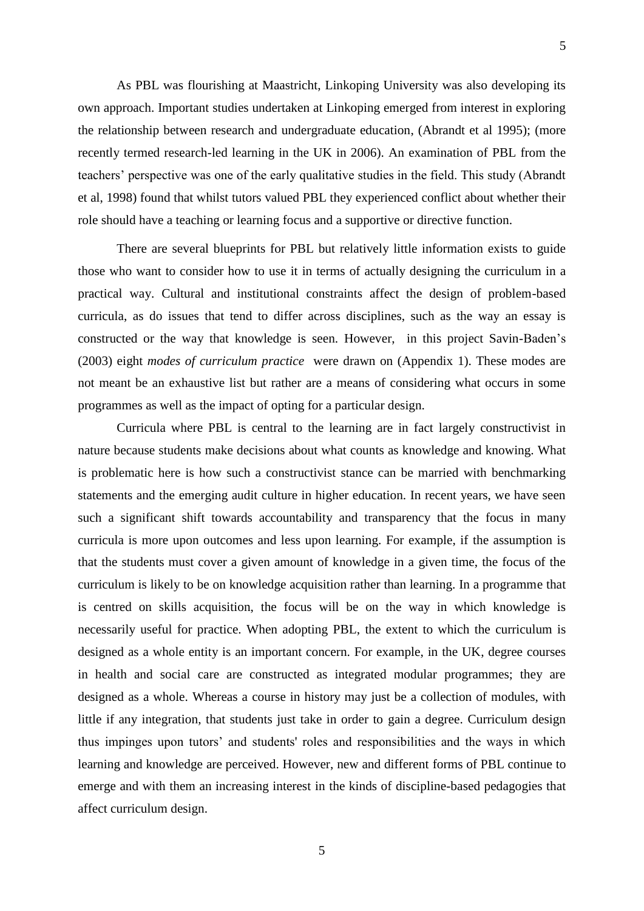As PBL was flourishing at Maastricht, Linkoping University was also developing its own approach. Important studies undertaken at Linkoping emerged from interest in exploring the relationship between research and undergraduate education, (Abrandt et al 1995); (more recently termed research-led learning in the UK in 2006). An examination of PBL from the teachers' perspective was one of the early qualitative studies in the field. This study (Abrandt et al, 1998) found that whilst tutors valued PBL they experienced conflict about whether their role should have a teaching or learning focus and a supportive or directive function.

There are several blueprints for PBL but relatively little information exists to guide those who want to consider how to use it in terms of actually designing the curriculum in a practical way. Cultural and institutional constraints affect the design of problem-based curricula, as do issues that tend to differ across disciplines, such as the way an essay is constructed or the way that knowledge is seen. However, in this project Savin-Baden's (2003) eight *modes of curriculum practice* were drawn on (Appendix 1). These modes are not meant be an exhaustive list but rather are a means of considering what occurs in some programmes as well as the impact of opting for a particular design.

Curricula where PBL is central to the learning are in fact largely constructivist in nature because students make decisions about what counts as knowledge and knowing. What is problematic here is how such a constructivist stance can be married with benchmarking statements and the emerging audit culture in higher education. In recent years, we have seen such a significant shift towards accountability and transparency that the focus in many curricula is more upon outcomes and less upon learning. For example, if the assumption is that the students must cover a given amount of knowledge in a given time, the focus of the curriculum is likely to be on knowledge acquisition rather than learning. In a programme that is centred on skills acquisition, the focus will be on the way in which knowledge is necessarily useful for practice. When adopting PBL, the extent to which the curriculum is designed as a whole entity is an important concern. For example, in the UK, degree courses in health and social care are constructed as integrated modular programmes; they are designed as a whole. Whereas a course in history may just be a collection of modules, with little if any integration, that students just take in order to gain a degree. Curriculum design thus impinges upon tutors' and students' roles and responsibilities and the ways in which learning and knowledge are perceived. However, new and different forms of PBL continue to emerge and with them an increasing interest in the kinds of discipline-based pedagogies that affect curriculum design.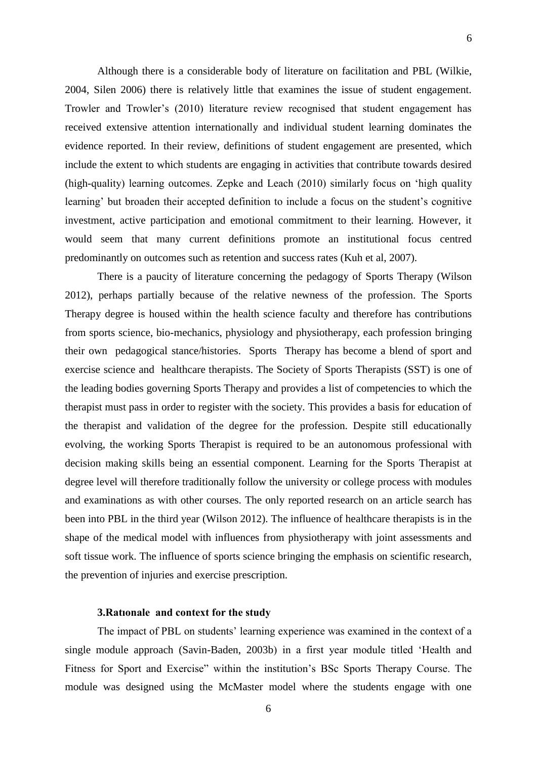Although there is a considerable body of literature on facilitation and PBL (Wilkie, 2004, Silen 2006) there is relatively little that examines the issue of student engagement. Trowler and Trowler's (2010) literature review recognised that student engagement has received extensive attention internationally and individual student learning dominates the evidence reported. In their review, definitions of student engagement are presented, which include the extent to which students are engaging in activities that contribute towards desired (high-quality) learning outcomes. Zepke and Leach (2010) similarly focus on 'high quality learning' but broaden their accepted definition to include a focus on the student's cognitive investment, active participation and emotional commitment to their learning. However, it would seem that many current definitions promote an institutional focus centred predominantly on outcomes such as retention and success rates (Kuh et al, 2007).

There is a paucity of literature concerning the pedagogy of Sports Therapy (Wilson 2012), perhaps partially because of the relative newness of the profession. The Sports Therapy degree is housed within the health science faculty and therefore has contributions from sports science, bio-mechanics, physiology and physiotherapy, each profession bringing their own pedagogical stance/histories. Sports Therapy has become a blend of sport and exercise science and healthcare therapists. The Society of Sports Therapists (SST) is one of the leading bodies governing Sports Therapy and provides a list of competencies to which the therapist must pass in order to register with the society. This provides a basis for education of the therapist and validation of the degree for the profession. Despite still educationally evolving, the working Sports Therapist is required to be an autonomous professional with decision making skills being an essential component. Learning for the Sports Therapist at degree level will therefore traditionally follow the university or college process with modules and examinations as with other courses. The only reported research on an article search has been into PBL in the third year (Wilson 2012). The influence of healthcare therapists is in the shape of the medical model with influences from physiotherapy with joint assessments and soft tissue work. The influence of sports science bringing the emphasis on scientific research, the prevention of injuries and exercise prescription.

### 3.Ratıonale and context for the study

The impact of PBL on students' learning experience was examined in the context of a single module approach (Savin-Baden, 2003b) in a first year module titled 'Health and Fitness for Sport and Exercise" within the institution's BSc Sports Therapy Course. The module was designed using the McMaster model where the students engage with one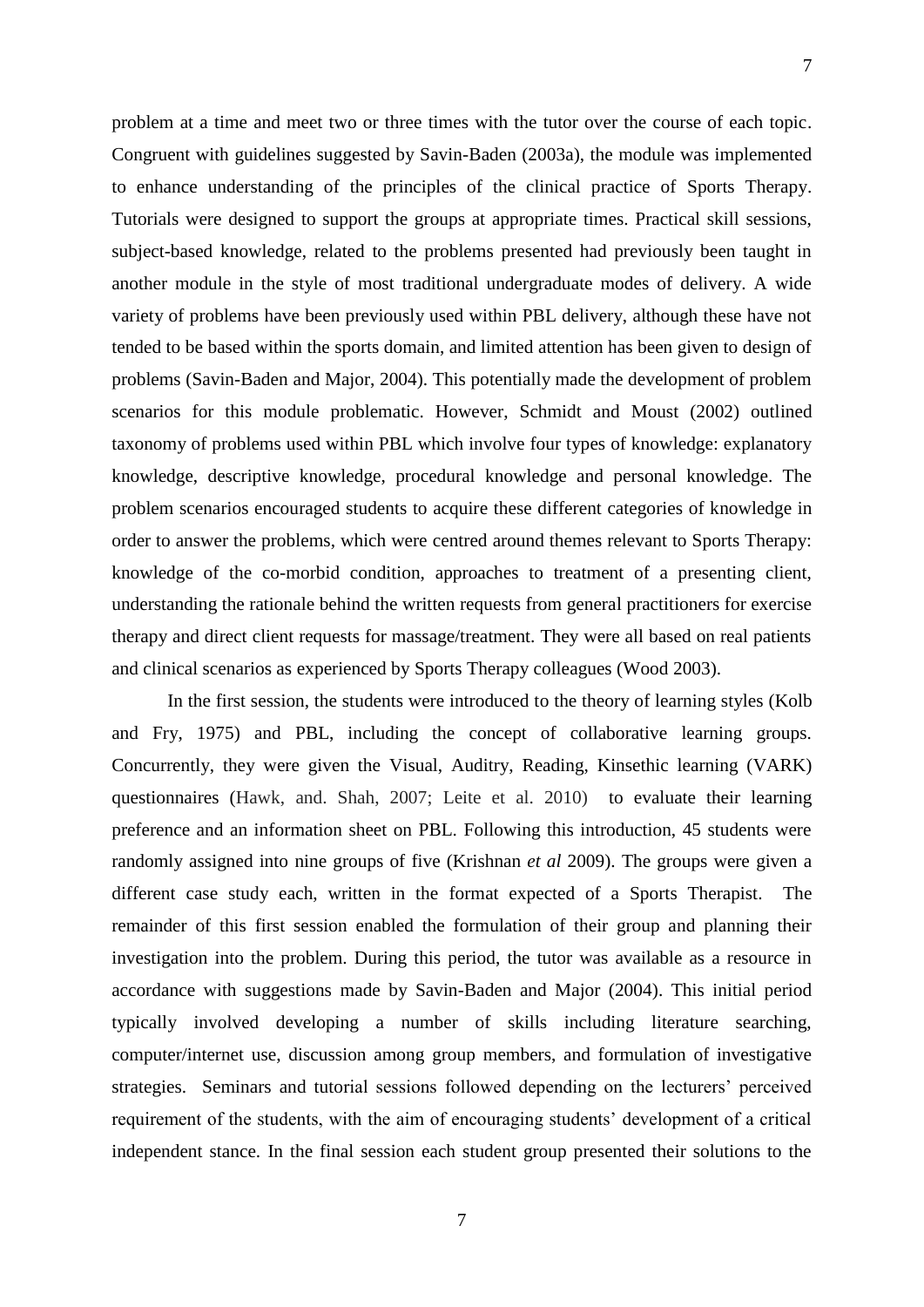problem at a time and meet two or three times with the tutor over the course of each topic. Congruent with guidelines suggested by Savin-Baden (2003a), the module was implemented to enhance understanding of the principles of the clinical practice of Sports Therapy. Tutorials were designed to support the groups at appropriate times. Practical skill sessions, subject-based knowledge, related to the problems presented had previously been taught in another module in the style of most traditional undergraduate modes of delivery. A wide variety of problems have been previously used within PBL delivery, although these have not tended to be based within the sports domain, and limited attention has been given to design of problems (Savin-Baden and Major, 2004). This potentially made the development of problem scenarios for this module problematic. However, Schmidt and Moust (2002) outlined taxonomy of problems used within PBL which involve four types of knowledge: explanatory knowledge, descriptive knowledge, procedural knowledge and personal knowledge. The problem scenarios encouraged students to acquire these different categories of knowledge in order to answer the problems, which were centred around themes relevant to Sports Therapy: knowledge of the co-morbid condition, approaches to treatment of a presenting client, understanding the rationale behind the written requests from general practitioners for exercise therapy and direct client requests for massage/treatment. They were all based on real patients and clinical scenarios as experienced by Sports Therapy colleagues (Wood 2003).

In the first session, the students were introduced to the theory of learning styles (Kolb and Fry, 1975) and PBL, including the concept of collaborative learning groups. Concurrently, they were given the Visual, Auditry, Reading, Kinsethic learning (VARK) questionnaires (Hawk, and. Shah, 2007; Leite et al. 2010) to evaluate their learning preference and an information sheet on PBL. Following this introduction, 45 students were randomly assigned into nine groups of five (Krishnan *et al* 2009). The groups were given a different case study each, written in the format expected of a Sports Therapist. The remainder of this first session enabled the formulation of their group and planning their investigation into the problem. During this period, the tutor was available as a resource in accordance with suggestions made by Savin-Baden and Major (2004). This initial period typically involved developing a number of skills including literature searching, computer/internet use, discussion among group members, and formulation of investigative strategies. Seminars and tutorial sessions followed depending on the lecturers' perceived requirement of the students, with the aim of encouraging students' development of a critical independent stance. In the final session each student group presented their solutions to the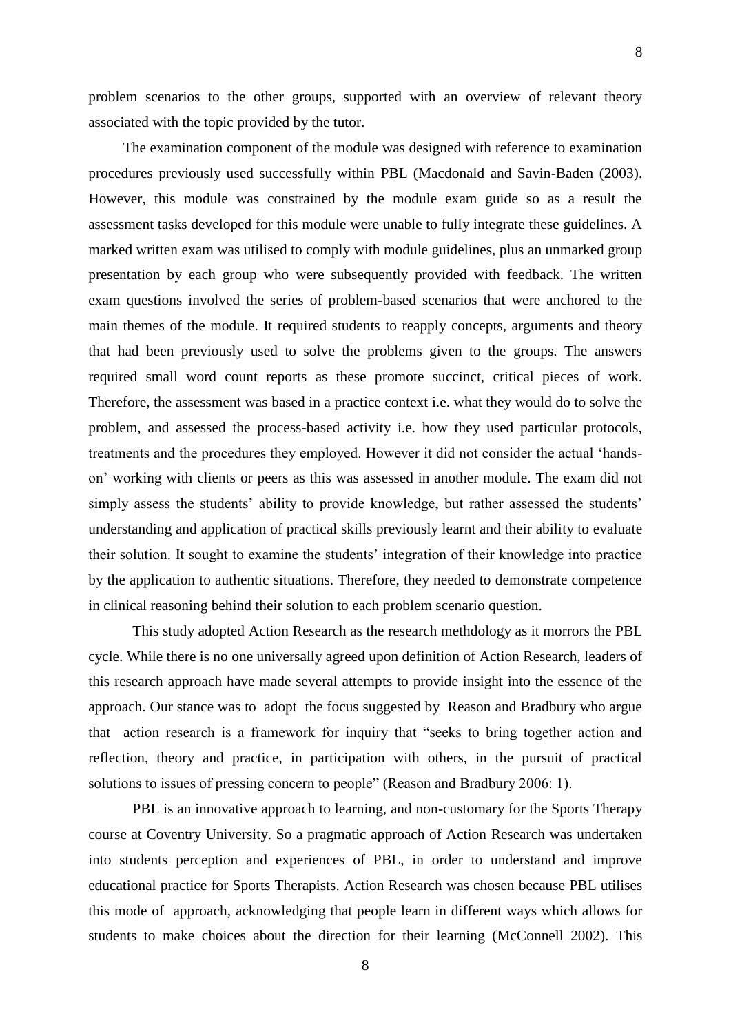problem scenarios to the other groups, supported with an overview of relevant theory associated with the topic provided by the tutor.

The examination component of the module was designed with reference to examination procedures previously used successfully within PBL (Macdonald and Savin-Baden (2003). However, this module was constrained by the module exam guide so as a result the assessment tasks developed for this module were unable to fully integrate these guidelines. A marked written exam was utilised to comply with module guidelines, plus an unmarked group presentation by each group who were subsequently provided with feedback. The written exam questions involved the series of problem-based scenarios that were anchored to the main themes of the module. It required students to reapply concepts, arguments and theory that had been previously used to solve the problems given to the groups. The answers required small word count reports as these promote succinct, critical pieces of work. Therefore, the assessment was based in a practice context i.e. what they would do to solve the problem, and assessed the process-based activity i.e. how they used particular protocols, treatments and the procedures they employed. However it did not consider the actual 'hands-on' working with clients or peers as this was assessed in another module. The exam did not simply assess the students' ability to provide knowledge, but rather assessed the students' understanding and application of practical skills previously learnt and their ability to evaluate their solution. It sought to examine the students' integration of their knowledge into practice by the application to authentic situations. Therefore, they needed to demonstrate competence in clinical reasoning behind their solution to each problem scenario question.

This study adopted Action Research as the research methdology as it morrors the PBL cycle. While there is no one universally agreed upon definition of Action Research, leaders of this research approach have made several attempts to provide insight into the essence of the approach. Our stance was to adopt the focus suggested by Reason and Bradbury who argue that action research is a framework for inquiry that "seeks to bring together action and reflection, theory and practice, in participation with others, in the pursuit of practical solutions to issues of pressing concern to people" (Reason and Bradbury 2006: 1).

PBL is an innovative approach to learning, and non-customary for the Sports Therapy course at Coventry University. So a pragmatic approach of Action Research was undertaken into students perception and experiences of PBL, in order to understand and improve educational practice for Sports Therapists. Action Research was chosen because PBL utilises this mode of approach, acknowledging that people learn in different ways which allows for students to make choices about the direction for their learning (McConnell 2002). This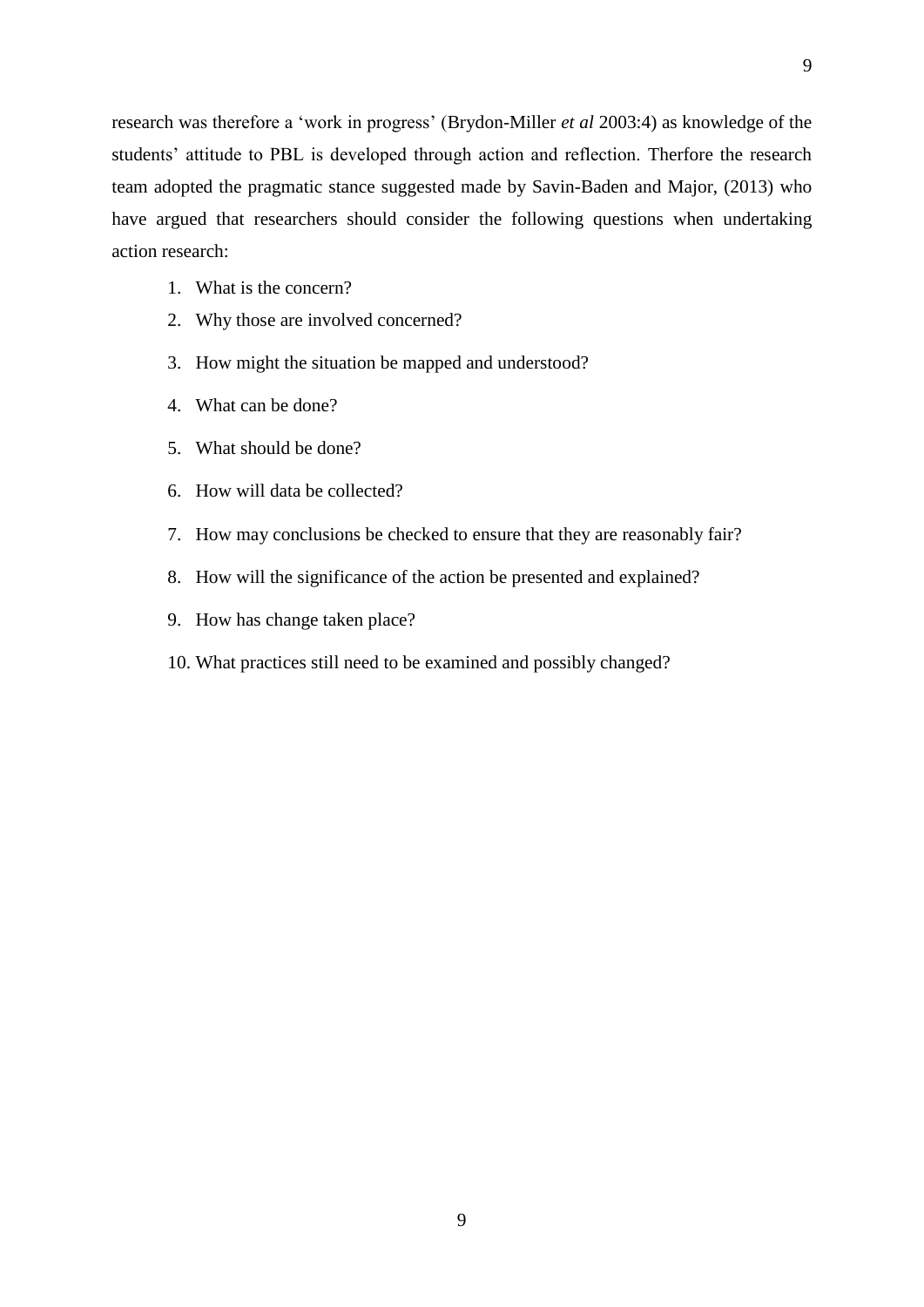research was therefore a 'work in progress' (Brydon-Miller *et al* 2003:4) as knowledge of the students' attitude to PBL is developed through action and reflection. Therfore the research team adopted the pragmatic stance suggested made by Savin-Baden and Major, (2013) who have argued that researchers should consider the following questions when undertaking action research:

1. What is the concern?
2. Why those are involved concerned?
3. How might the situation be mapped and understood?
4. What can be done?
5. What should be done?
6. How will data be collected?
7. How may conclusions be checked to ensure that they are reasonably fair?
8. How will the significance of the action be presented and explained?
9. How has change taken place?
10. What practices still need to be examined and possibly changed?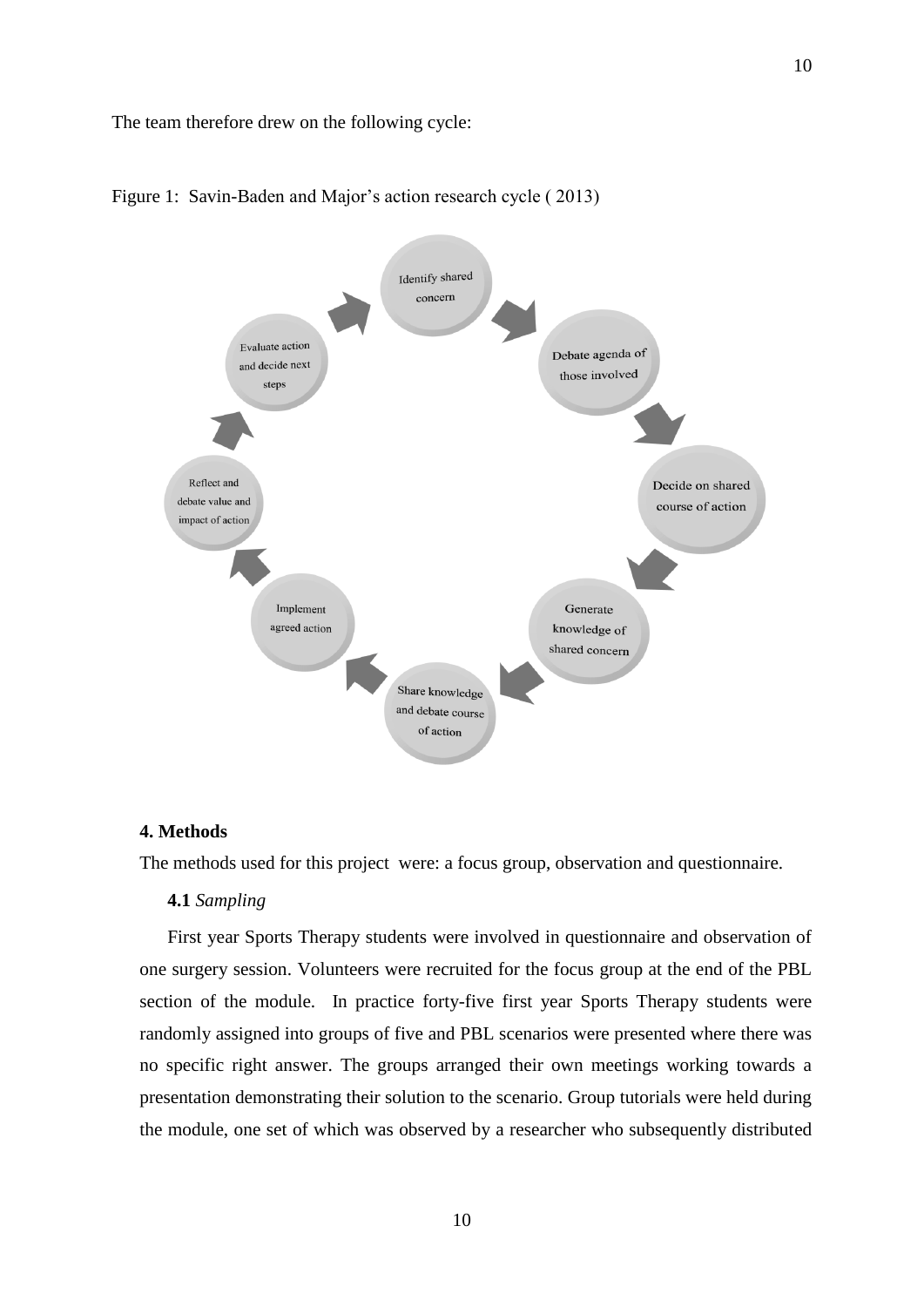The team therefore drew on the following cycle:

Figure 1: Savin-Baden and Major's action research cycle ( 2013)

- Identify shared concern
- Debate agenda of those involved
- Decide on shared course of action
- Generate knowledge of shared concern
- Share knowledge and debate course of action
- Implement agreed action
- Reflect and debate value and impact of action
- Evaluate action and decide next steps

## 4. Methods

The methods used for this project were: a focus group, observation and questionnaire.

### 4.1 *Sampling*

First year Sports Therapy students were involved in questionnaire and observation of one surgery session. Volunteers were recruited for the focus group at the end of the PBL section of the module. In practice forty-five first year Sports Therapy students were randomly assigned into groups of five and PBL scenarios were presented where there was no specific right answer. The groups arranged their own meetings working towards a presentation demonstrating their solution to the scenario. Group tutorials were held during the module, one set of which was observed by a researcher who subsequently distributed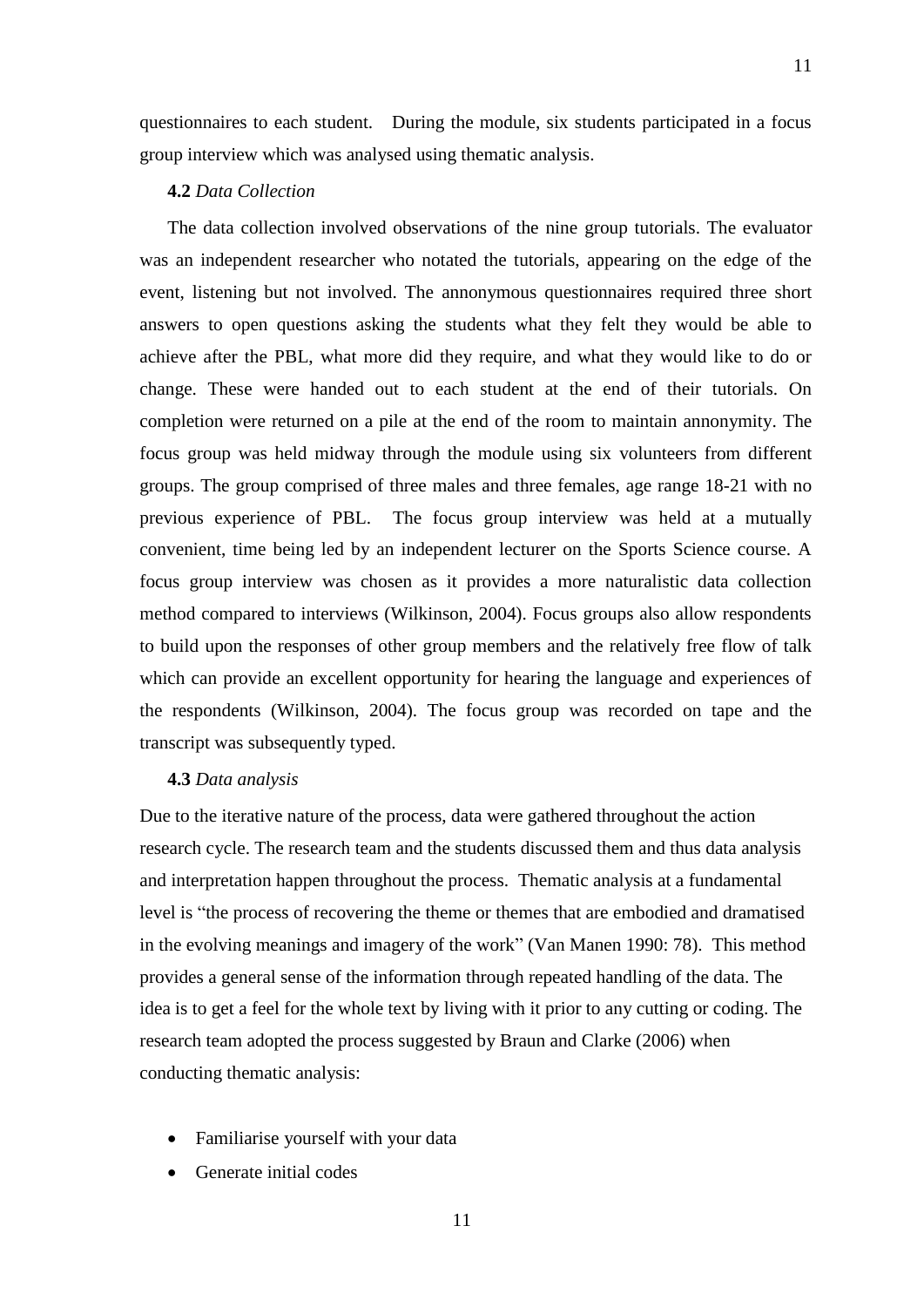questionnaires to each student. During the module, six students participated in a focus group interview which was analysed using thematic analysis.

**4.2** *Data Collection*

The data collection involved observations of the nine group tutorials. The evaluator was an independent researcher who notated the tutorials, appearing on the edge of the event, listening but not involved. The annonymous questionnaires required three short answers to open questions asking the students what they felt they would be able to achieve after the PBL, what more did they require, and what they would like to do or change. These were handed out to each student at the end of their tutorials. On completion were returned on a pile at the end of the room to maintain annonymity. The focus group was held midway through the module using six volunteers from different groups. The group comprised of three males and three females, age range 18-21 with no previous experience of PBL. The focus group interview was held at a mutually convenient, time being led by an independent lecturer on the Sports Science course. A focus group interview was chosen as it provides a more naturalistic data collection method compared to interviews (Wilkinson, 2004). Focus groups also allow respondents to build upon the responses of other group members and the relatively free flow of talk which can provide an excellent opportunity for hearing the language and experiences of the respondents (Wilkinson, 2004). The focus group was recorded on tape and the transcript was subsequently typed.

**4.3** *Data analysis*

Due to the iterative nature of the process, data were gathered throughout the action research cycle. The research team and the students discussed them and thus data analysis and interpretation happen throughout the process. Thematic analysis at a fundamental level is "the process of recovering the theme or themes that are embodied and dramatised in the evolving meanings and imagery of the work" (Van Manen 1990: 78). This method provides a general sense of the information through repeated handling of the data. The idea is to get a feel for the whole text by living with it prior to any cutting or coding. The research team adopted the process suggested by Braun and Clarke (2006) when conducting thematic analysis:

- Familiarise yourself with your data
- Generate initial codes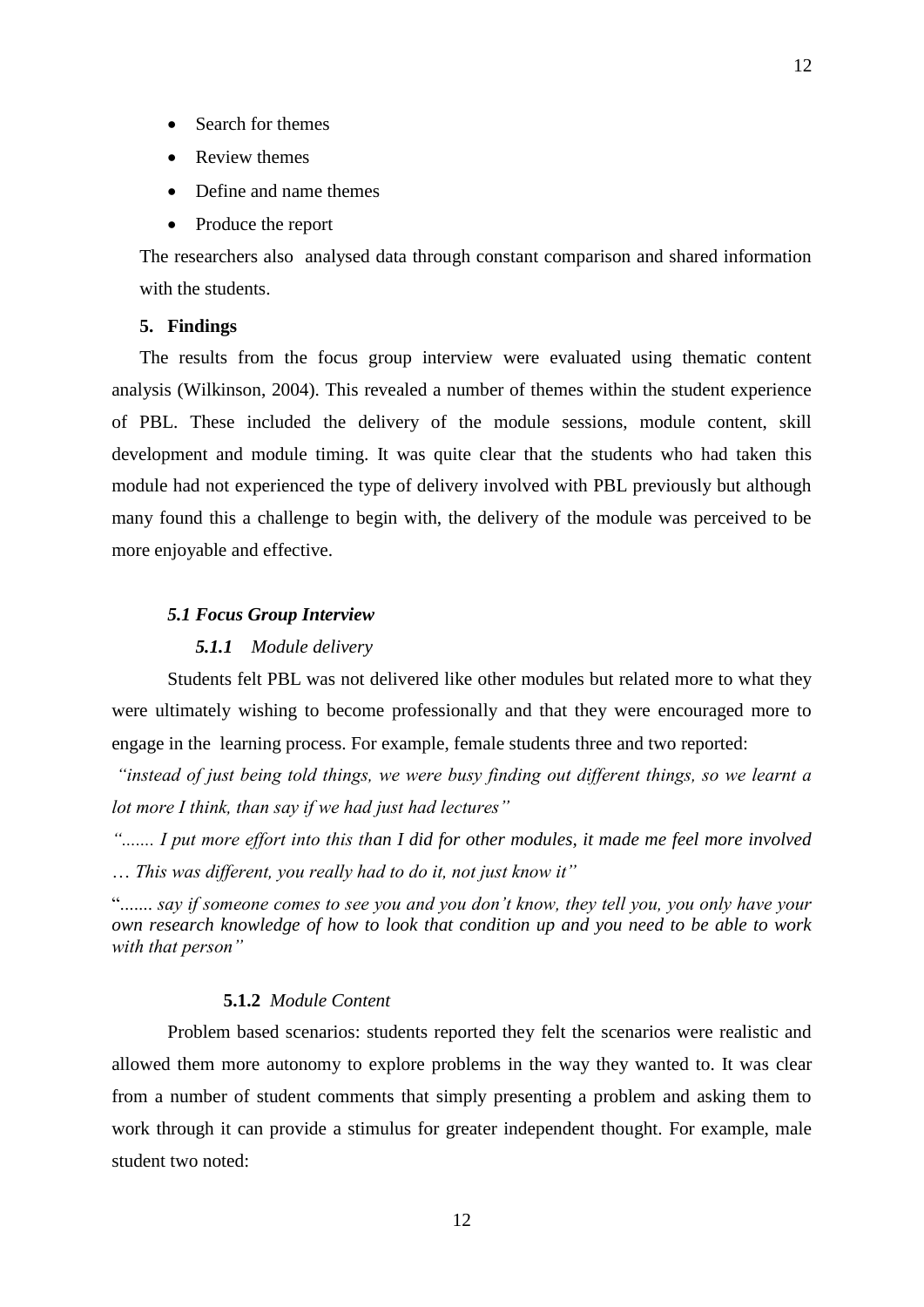- Search for themes
- Review themes
- Define and name themes
- Produce the report

The researchers also analysed data through constant comparison and shared information with the students.

## 5. Findings

The results from the focus group interview were evaluated using thematic content analysis (Wilkinson, 2004). This revealed a number of themes within the student experience of PBL. These included the delivery of the module sessions, module content, skill development and module timing. It was quite clear that the students who had taken this module had not experienced the type of delivery involved with PBL previously but although many found this a challenge to begin with, the delivery of the module was perceived to be more enjoyable and effective.

### *5.1 Focus Group Interview*

#### *5.1.1 Module delivery*

Students felt PBL was not delivered like other modules but related more to what they were ultimately wishing to become professionally and that they were encouraged more to engage in the learning process. For example, female students three and two reported:

*"instead of just being told things, we were busy finding out different things, so we learnt a lot more I think, than say if we had just had lectures"*

*"....... I put more effort into this than I did for other modules, it made me feel more involved … This was different, you really had to do it, not just know it"*

*"....... say if someone comes to see you and you don't know, they tell you, you only have your own research knowledge of how to look that condition up and you need to be able to work with that person"*

#### **5.1.2** *Module Content*

Problem based scenarios: students reported they felt the scenarios were realistic and allowed them more autonomy to explore problems in the way they wanted to. It was clear from a number of student comments that simply presenting a problem and asking them to work through it can provide a stimulus for greater independent thought. For example, male student two noted: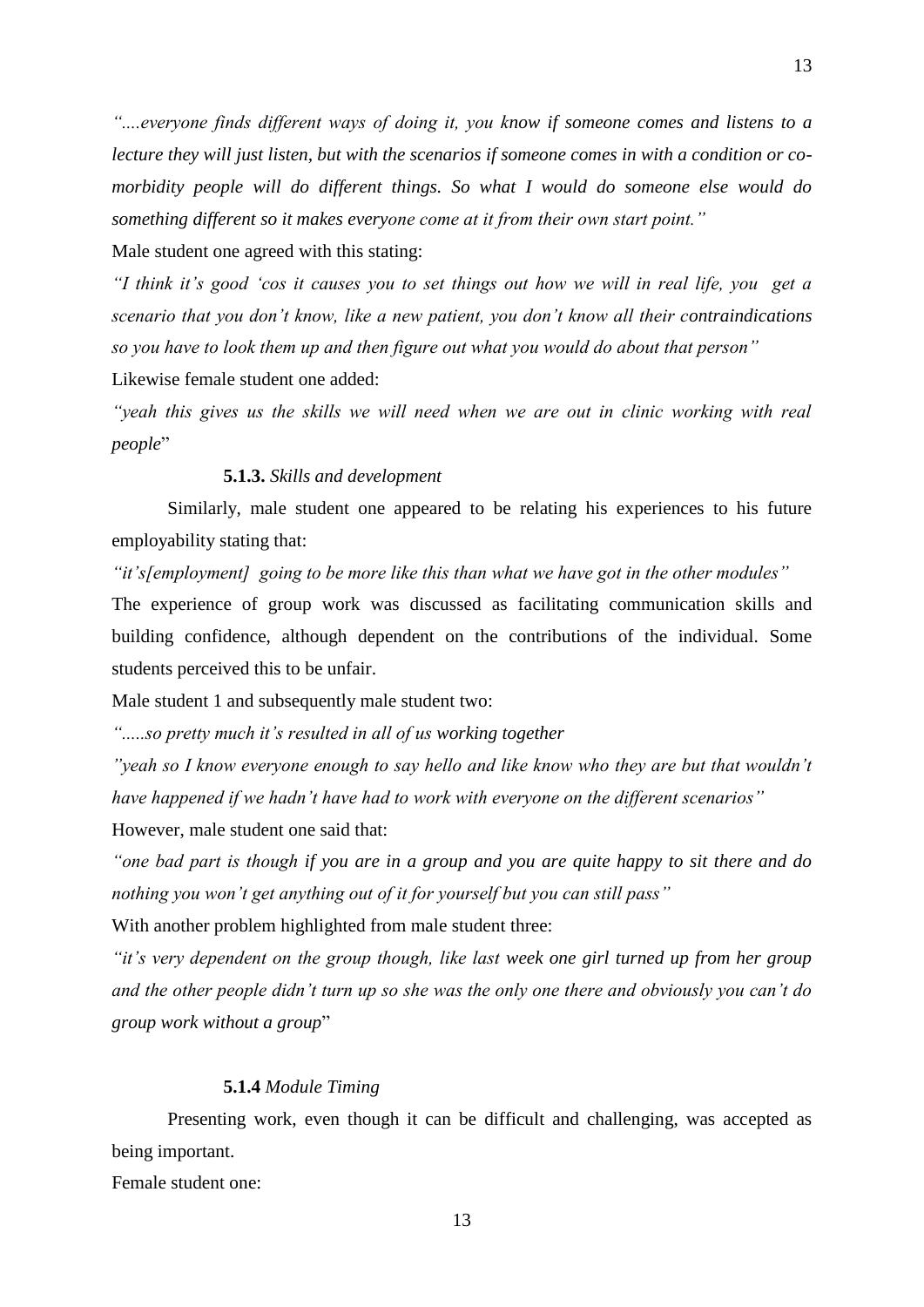*"....everyone finds different ways of doing it, you know if someone comes and listens to a lecture they will just listen, but with the scenarios if someone comes in with a condition or co-morbidity people will do different things. So what I would do someone else would do something different so it makes everyone come at it from their own start point."*

Male student one agreed with this stating:

*"I think it's good 'cos it causes you to set things out how we will in real life, you get a scenario that you don't know, like a new patient, you don't know all their contraindications so you have to look them up and then figure out what you would do about that person"*

Likewise female student one added:

*"yeah this gives us the skills we will need when we are out in clinic working with real people"*

### **5.1.3.** *Skills and development*

Similarly, male student one appeared to be relating his experiences to his future employability stating that:

*"it's[employment] going to be more like this than what we have got in the other modules"*

The experience of group work was discussed as facilitating communication skills and building confidence, although dependent on the contributions of the individual. Some students perceived this to be unfair.

Male student 1 and subsequently male student two:

*".....so pretty much it's resulted in all of us working together*

*"yeah so I know everyone enough to say hello and like know who they are but that wouldn't have happened if we hadn't have had to work with everyone on the different scenarios"*

However, male student one said that:

*"one bad part is though if you are in a group and you are quite happy to sit there and do nothing you won't get anything out of it for yourself but you can still pass"*

With another problem highlighted from male student three:

*"it's very dependent on the group though, like last week one girl turned up from her group and the other people didn't turn up so she was the only one there and obviously you can't do group work without a group"*

### **5.1.4** *Module Timing*

Presenting work, even though it can be difficult and challenging, was accepted as being important.

Female student one: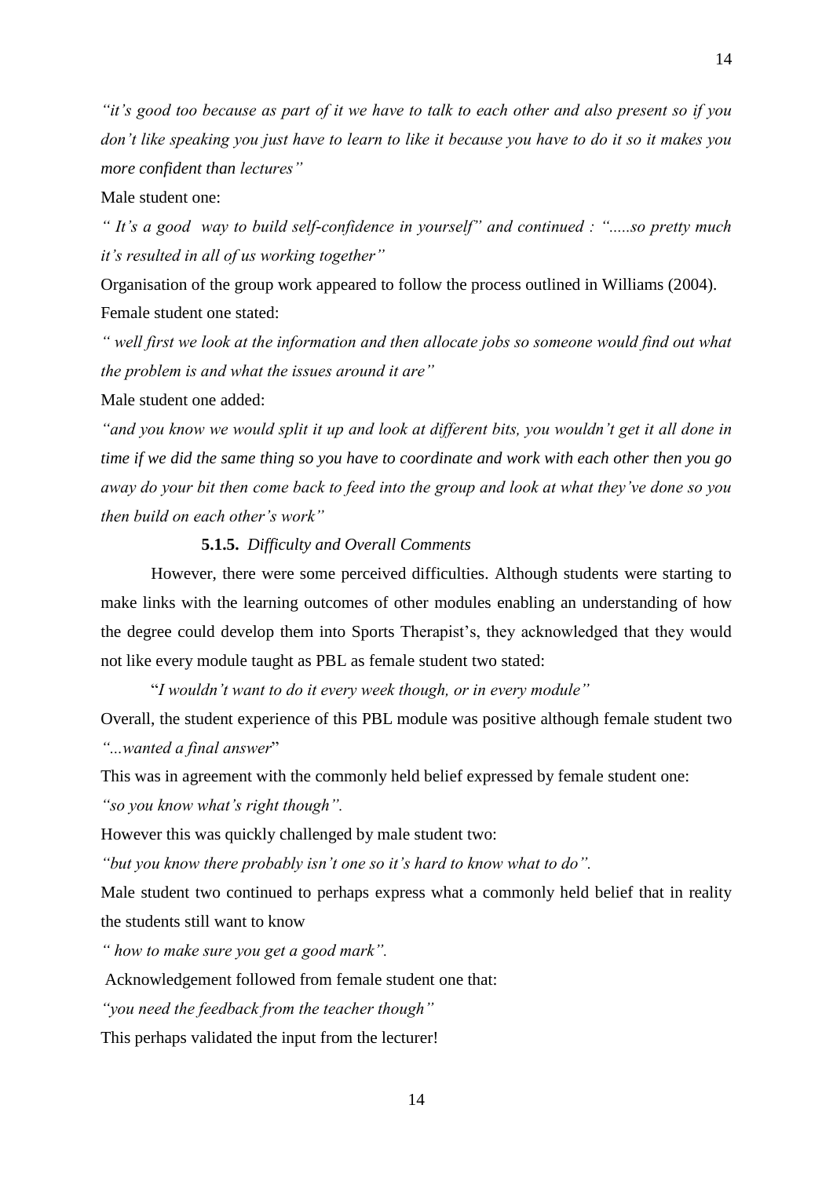*"it's good too because as part of it we have to talk to each other and also present so if you don't like speaking you just have to learn to like it because you have to do it so it makes you more confident than lectures"*

Male student one:

*" It's a good way to build self-confidence in yourself" and continued : ".....so pretty much it's resulted in all of us working together"*

Organisation of the group work appeared to follow the process outlined in Williams (2004).

Female student one stated:

*" well first we look at the information and then allocate jobs so someone would find out what the problem is and what the issues around it are"*

Male student one added:

*"and you know we would split it up and look at different bits, you wouldn't get it all done in time if we did the same thing so you have to coordinate and work with each other then you go away do your bit then come back to feed into the group and look at what they've done so you then build on each other's work"*

#### **5.1.5.** *Difficulty and Overall Comments*

However, there were some perceived difficulties. Although students were starting to make links with the learning outcomes of other modules enabling an understanding of how the degree could develop them into Sports Therapist's, they acknowledged that they would not like every module taught as PBL as female student two stated:

"*I wouldn't want to do it every week though, or in every module"*

Overall, the student experience of this PBL module was positive although female student two *"...wanted a final answer*"

This was in agreement with the commonly held belief expressed by female student one:

*"so you know what's right though".*

However this was quickly challenged by male student two:

*"but you know there probably isn't one so it's hard to know what to do".*

Male student two continued to perhaps express what a commonly held belief that in reality the students still want to know

*" how to make sure you get a good mark".*

Acknowledgement followed from female student one that:

*"you need the feedback from the teacher though"*

This perhaps validated the input from the lecturer!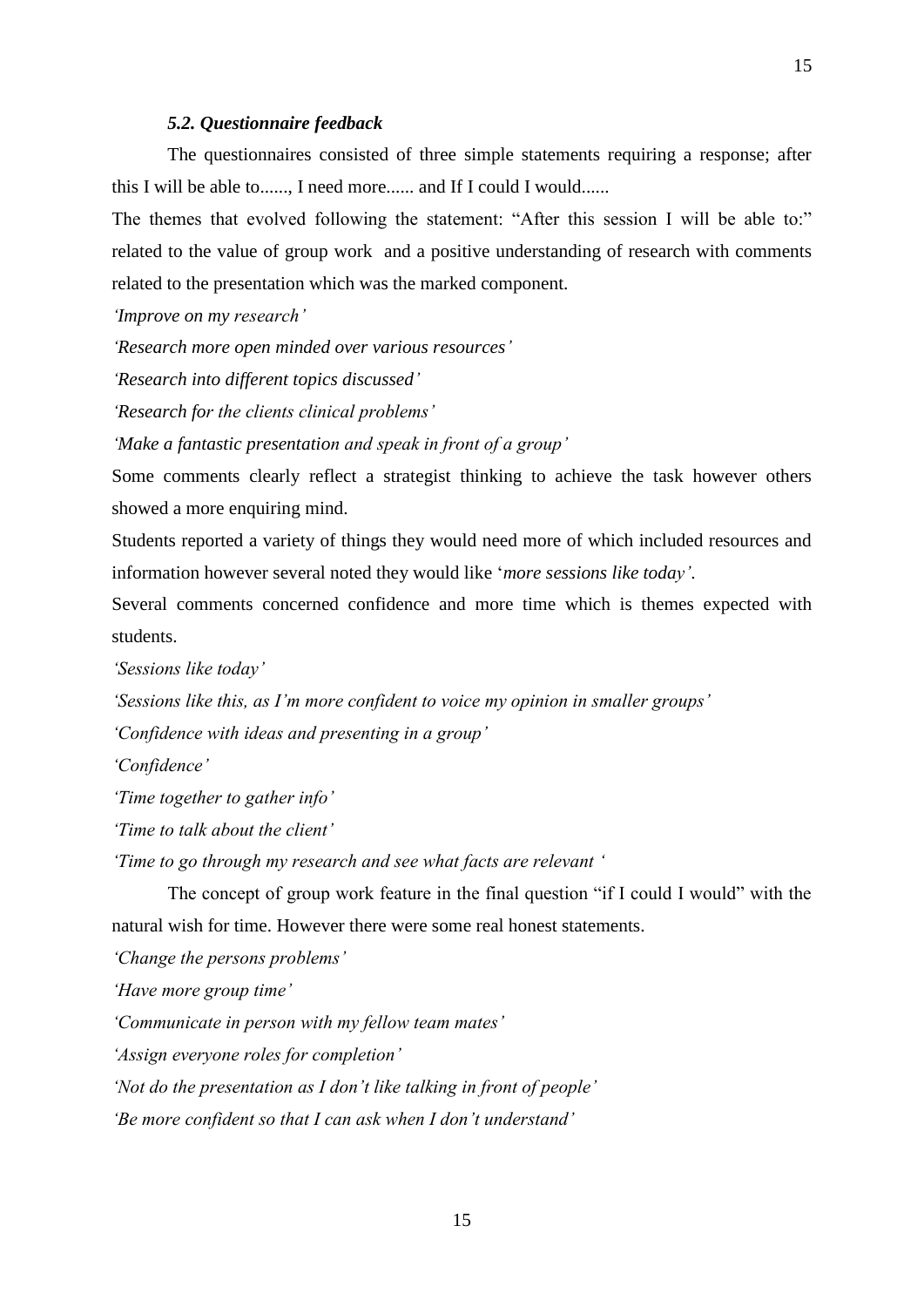### *5.2. Questionnaire feedback*

The questionnaires consisted of three simple statements requiring a response; after this I will be able to......, I need more...... and If I could I would......

The themes that evolved following the statement: "After this session I will be able to:" related to the value of group work and a positive understanding of research with comments related to the presentation which was the marked component.

*'Improve on my research'*

*'Research more open minded over various resources'*

*'Research into different topics discussed'*

*'Research for the clients clinical problems'*

*'Make a fantastic presentation and speak in front of a group'*

Some comments clearly reflect a strategist thinking to achieve the task however others showed a more enquiring mind.

Students reported a variety of things they would need more of which included resources and information however several noted they would like '*more sessions like today'*.

Several comments concerned confidence and more time which is themes expected with students.

*'Sessions like today'*

*'Sessions like this, as I'm more confident to voice my opinion in smaller groups'*

*'Confidence with ideas and presenting in a group'*

*'Confidence'*

*'Time together to gather info'*

*'Time to talk about the client'*

*'Time to go through my research and see what facts are relevant '*

The concept of group work feature in the final question "if I could I would" with the natural wish for time. However there were some real honest statements.

*'Change the persons problems'*

*'Have more group time'*

*'Communicate in person with my fellow team mates'*

*'Assign everyone roles for completion'*

*'Not do the presentation as I don't like talking in front of people'*

*'Be more confident so that I can ask when I don't understand'*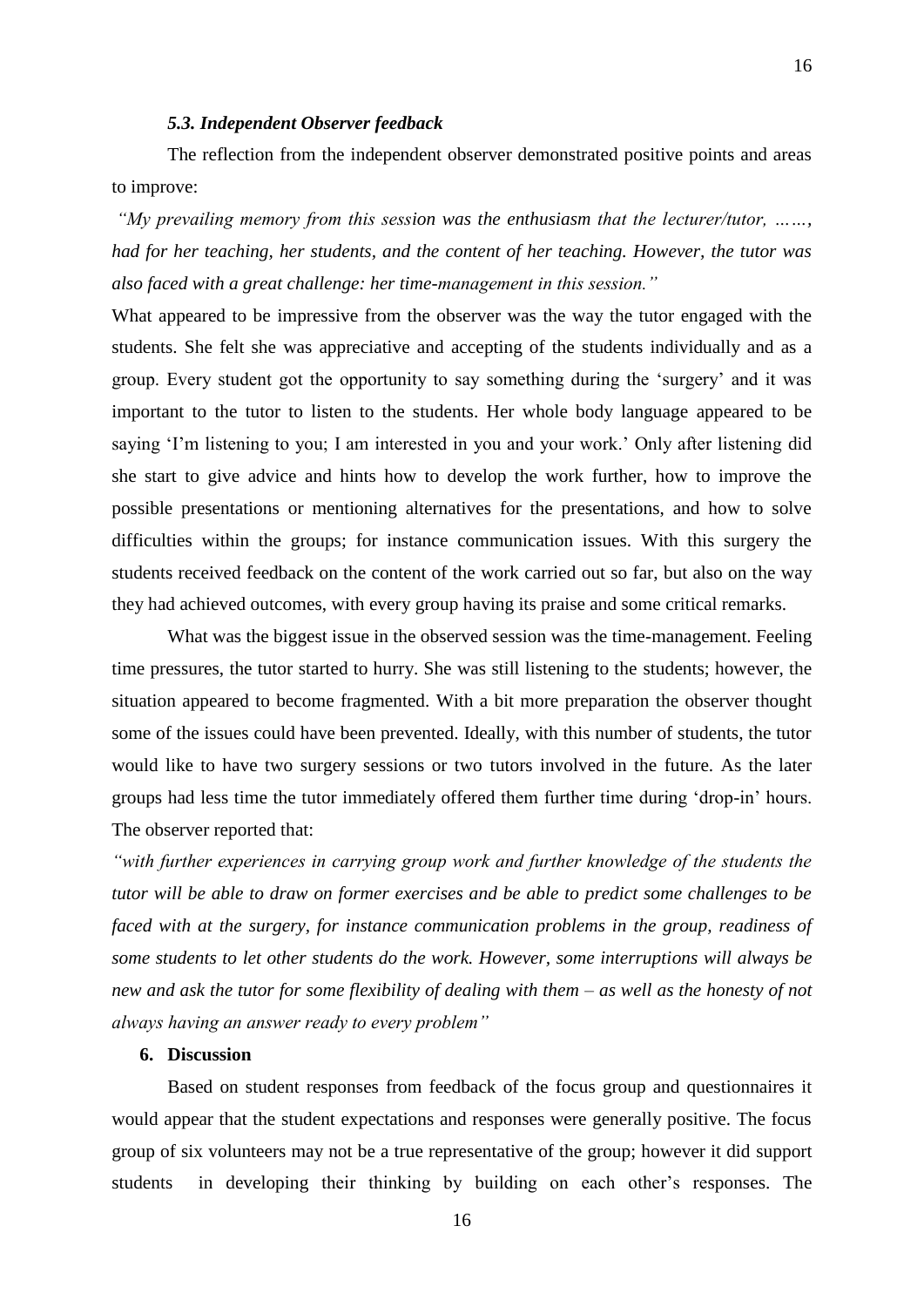### *5.3. Independent Observer feedback*

The reflection from the independent observer demonstrated positive points and areas to improve:

*"My prevailing memory from this session was the enthusiasm that the lecturer/tutor, ……, had for her teaching, her students, and the content of her teaching. However, the tutor was also faced with a great challenge: her time-management in this session."*

What appeared to be impressive from the observer was the way the tutor engaged with the students. She felt she was appreciative and accepting of the students individually and as a group. Every student got the opportunity to say something during the 'surgery' and it was important to the tutor to listen to the students. Her whole body language appeared to be saying 'I'm listening to you; I am interested in you and your work.' Only after listening did she start to give advice and hints how to develop the work further, how to improve the possible presentations or mentioning alternatives for the presentations, and how to solve difficulties within the groups; for instance communication issues. With this surgery the students received feedback on the content of the work carried out so far, but also on the way they had achieved outcomes, with every group having its praise and some critical remarks.

What was the biggest issue in the observed session was the time-management. Feeling time pressures, the tutor started to hurry. She was still listening to the students; however, the situation appeared to become fragmented. With a bit more preparation the observer thought some of the issues could have been prevented. Ideally, with this number of students, the tutor would like to have two surgery sessions or two tutors involved in the future. As the later groups had less time the tutor immediately offered them further time during 'drop-in' hours. The observer reported that:

*"with further experiences in carrying group work and further knowledge of the students the tutor will be able to draw on former exercises and be able to predict some challenges to be faced with at the surgery, for instance communication problems in the group, readiness of some students to let other students do the work. However, some interruptions will always be new and ask the tutor for some flexibility of dealing with them – as well as the honesty of not always having an answer ready to every problem"*

## 6. Discussion

Based on student responses from feedback of the focus group and questionnaires it would appear that the student expectations and responses were generally positive. The focus group of six volunteers may not be a true representative of the group; however it did support students in developing their thinking by building on each other's responses. The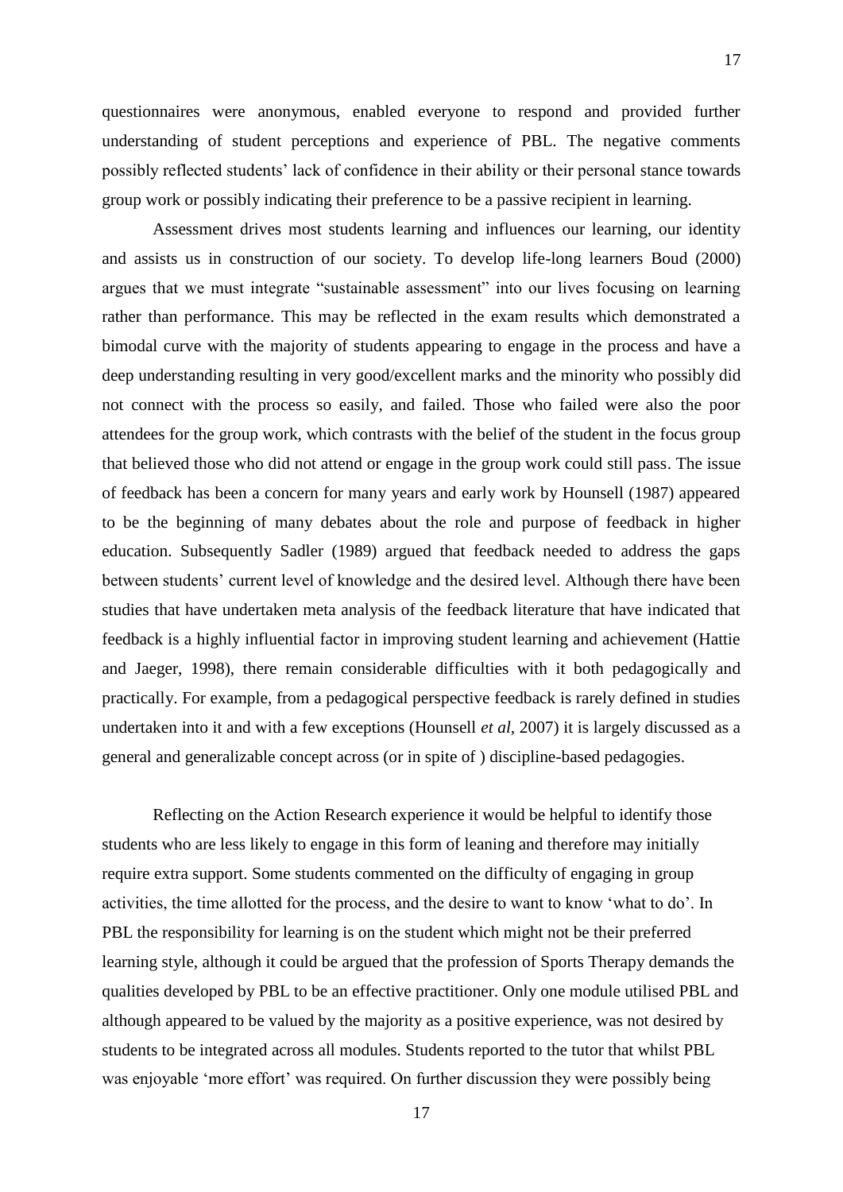questionnaires were anonymous, enabled everyone to respond and provided further understanding of student perceptions and experience of PBL. The negative comments possibly reflected students' lack of confidence in their ability or their personal stance towards group work or possibly indicating their preference to be a passive recipient in learning.

Assessment drives most students learning and influences our learning, our identity and assists us in construction of our society. To develop life-long learners Boud (2000) argues that we must integrate "sustainable assessment" into our lives focusing on learning rather than performance. This may be reflected in the exam results which demonstrated a bimodal curve with the majority of students appearing to engage in the process and have a deep understanding resulting in very good/excellent marks and the minority who possibly did not connect with the process so easily, and failed. Those who failed were also the poor attendees for the group work, which contrasts with the belief of the student in the focus group that believed those who did not attend or engage in the group work could still pass. The issue of feedback has been a concern for many years and early work by Hounsell (1987) appeared to be the beginning of many debates about the role and purpose of feedback in higher education. Subsequently Sadler (1989) argued that feedback needed to address the gaps between students' current level of knowledge and the desired level. Although there have been studies that have undertaken meta analysis of the feedback literature that have indicated that feedback is a highly influential factor in improving student learning and achievement (Hattie and Jaeger, 1998), there remain considerable difficulties with it both pedagogically and practically. For example, from a pedagogical perspective feedback is rarely defined in studies undertaken into it and with a few exceptions (Hounsell *et al,* 2007) it is largely discussed as a general and generalizable concept across (or in spite of ) discipline-based pedagogies.

Reflecting on the Action Research experience it would be helpful to identify those students who are less likely to engage in this form of leaning and therefore may initially require extra support. Some students commented on the difficulty of engaging in group activities, the time allotted for the process, and the desire to want to know 'what to do'. In PBL the responsibility for learning is on the student which might not be their preferred learning style, although it could be argued that the profession of Sports Therapy demands the qualities developed by PBL to be an effective practitioner. Only one module utilised PBL and although appeared to be valued by the majority as a positive experience, was not desired by students to be integrated across all modules. Students reported to the tutor that whilst PBL was enjoyable 'more effort' was required. On further discussion they were possibly being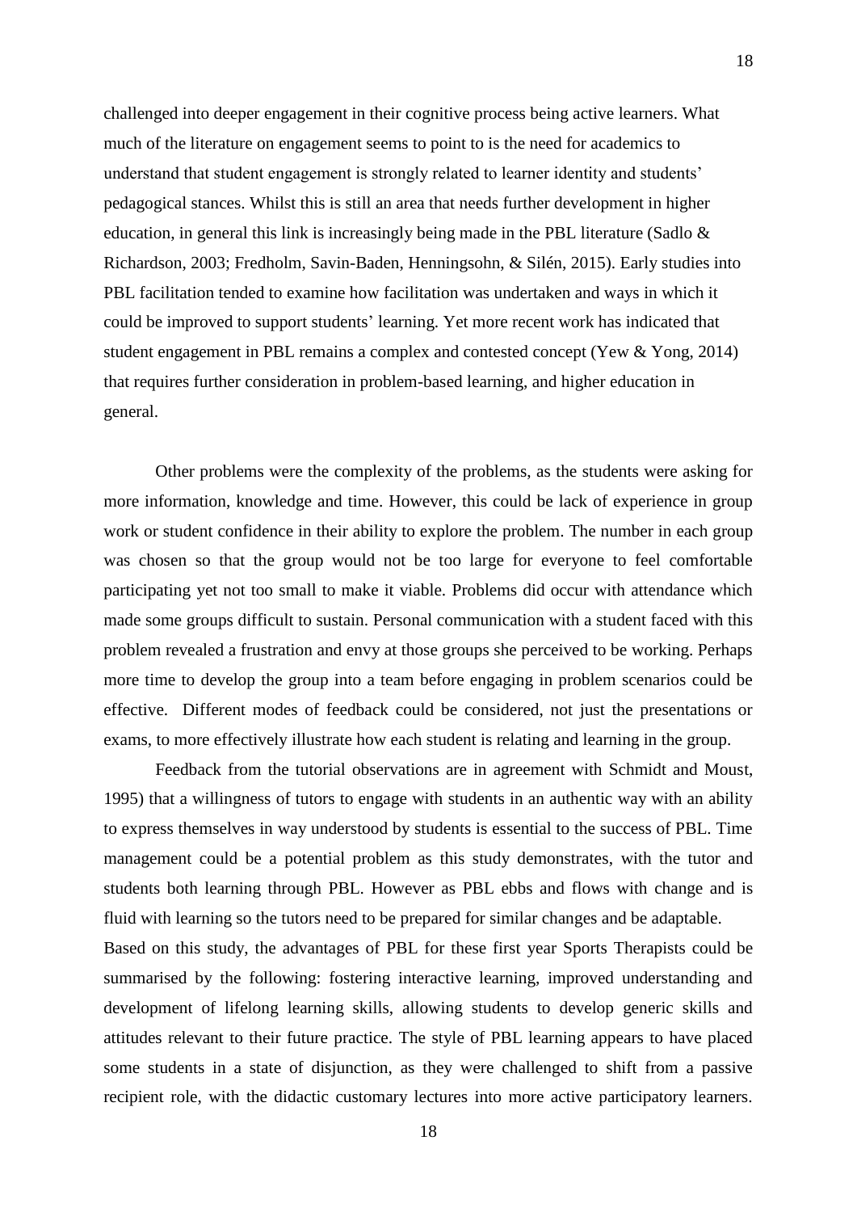challenged into deeper engagement in their cognitive process being active learners. What much of the literature on engagement seems to point to is the need for academics to understand that student engagement is strongly related to learner identity and students' pedagogical stances. Whilst this is still an area that needs further development in higher education, in general this link is increasingly being made in the PBL literature (Sadlo & Richardson, 2003; Fredholm, Savin-Baden, Henningsohn, & Silén, 2015). Early studies into PBL facilitation tended to examine how facilitation was undertaken and ways in which it could be improved to support students' learning. Yet more recent work has indicated that student engagement in PBL remains a complex and contested concept (Yew & Yong, 2014) that requires further consideration in problem-based learning, and higher education in general.

Other problems were the complexity of the problems, as the students were asking for more information, knowledge and time. However, this could be lack of experience in group work or student confidence in their ability to explore the problem. The number in each group was chosen so that the group would not be too large for everyone to feel comfortable participating yet not too small to make it viable. Problems did occur with attendance which made some groups difficult to sustain. Personal communication with a student faced with this problem revealed a frustration and envy at those groups she perceived to be working. Perhaps more time to develop the group into a team before engaging in problem scenarios could be effective. Different modes of feedback could be considered, not just the presentations or exams, to more effectively illustrate how each student is relating and learning in the group.

Feedback from the tutorial observations are in agreement with Schmidt and Moust, 1995) that a willingness of tutors to engage with students in an authentic way with an ability to express themselves in way understood by students is essential to the success of PBL. Time management could be a potential problem as this study demonstrates, with the tutor and students both learning through PBL. However as PBL ebbs and flows with change and is fluid with learning so the tutors need to be prepared for similar changes and be adaptable.

Based on this study, the advantages of PBL for these first year Sports Therapists could be summarised by the following: fostering interactive learning, improved understanding and development of lifelong learning skills, allowing students to develop generic skills and attitudes relevant to their future practice. The style of PBL learning appears to have placed some students in a state of disjunction, as they were challenged to shift from a passive recipient role, with the didactic customary lectures into more active participatory learners.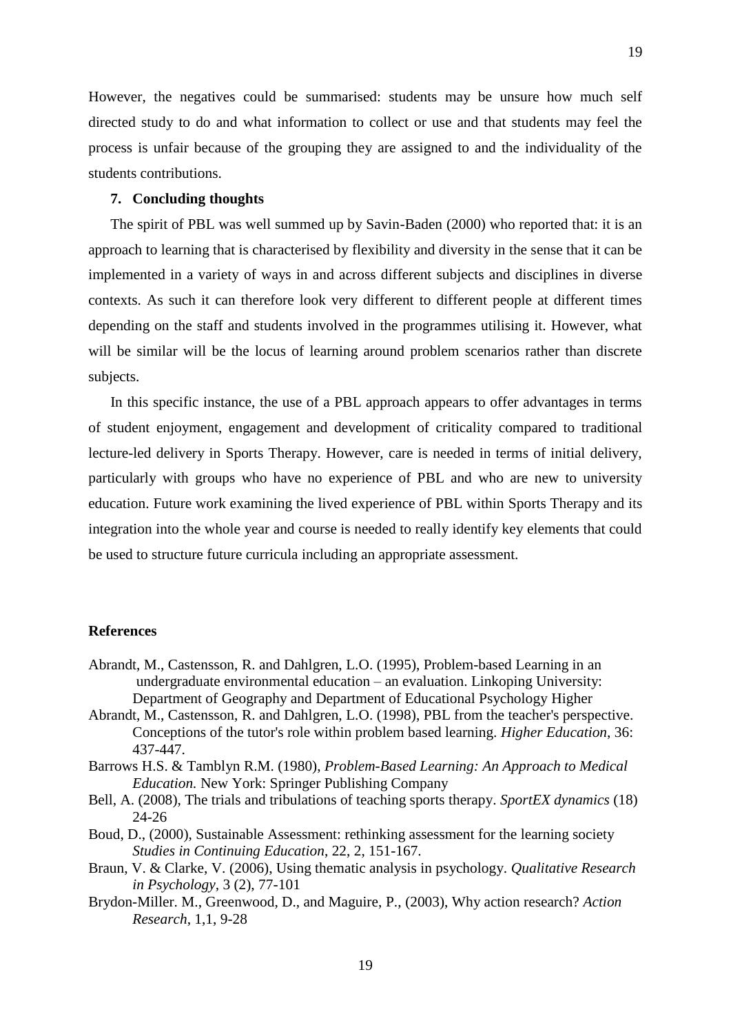However, the negatives could be summarised: students may be unsure how much self directed study to do and what information to collect or use and that students may feel the process is unfair because of the grouping they are assigned to and the individuality of the students contributions.

## 7. Concluding thoughts

The spirit of PBL was well summed up by Savin-Baden (2000) who reported that: it is an approach to learning that is characterised by flexibility and diversity in the sense that it can be implemented in a variety of ways in and across different subjects and disciplines in diverse contexts. As such it can therefore look very different to different people at different times depending on the staff and students involved in the programmes utilising it. However, what will be similar will be the locus of learning around problem scenarios rather than discrete subjects.

In this specific instance, the use of a PBL approach appears to offer advantages in terms of student enjoyment, engagement and development of criticality compared to traditional lecture-led delivery in Sports Therapy. However, care is needed in terms of initial delivery, particularly with groups who have no experience of PBL and who are new to university education. Future work examining the lived experience of PBL within Sports Therapy and its integration into the whole year and course is needed to really identify key elements that could be used to structure future curricula including an appropriate assessment.

## References

Abrandt, M., Castensson, R. and Dahlgren, L.O. (1995), Problem-based Learning in an undergraduate environmental education – an evaluation. Linkoping University: Department of Geography and Department of Educational Psychology Higher

Abrandt, M., Castensson, R. and Dahlgren, L.O. (1998), PBL from the teacher's perspective. Conceptions of the tutor's role within problem based learning. *Higher Education*, 36: 437-447.

Barrows H.S. & Tamblyn R.M. (1980), *Problem-Based Learning: An Approach to Medical Education.* New York: Springer Publishing Company

Bell, A. (2008), The trials and tribulations of teaching sports therapy. *SportEX dynamics* (18) 24-26

Boud, D., (2000), Sustainable Assessment: rethinking assessment for the learning society *Studies in Continuing Education*, 22, 2, 151-167.

Braun, V. & Clarke, V. (2006), Using thematic analysis in psychology. *Qualitative Research in Psychology*, 3 (2), 77-101

Brydon-Miller. M., Greenwood, D., and Maguire, P., (2003), Why action research? *Action Research*, 1,1, 9-28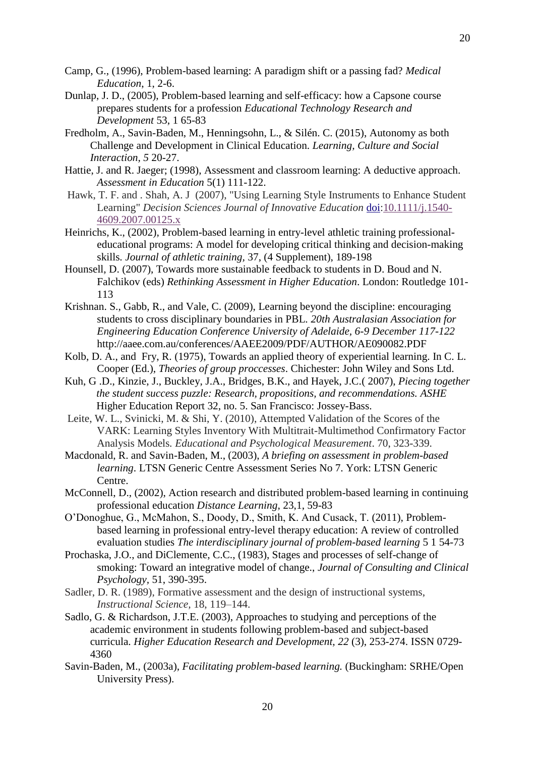Camp, G., (1996), Problem-based learning: A paradigm shift or a passing fad? *Medical Education*, 1, 2-6.

Dunlap, J. D., (2005), Problem-based learning and self-efficacy: how a Capsone course prepares students for a profession *Educational Technology Research and Development* 53, 1 65-83

Fredholm, A., Savin-Baden, M., Henningsohn, L., & Silén. C. (2015), Autonomy as both Challenge and Development in Clinical Education. *Learning, Culture and Social Interaction, 5* 20-27.

Hattie, J. and R. Jaeger; (1998), Assessment and classroom learning: A deductive approach. *Assessment in Education* 5(1) 111-122.

Hawk, T. F. and . Shah, A. J (2007), "Using Learning Style Instruments to Enhance Student Learning" *Decision Sciences Journal of Innovative Education* doi:10.1111/j.1540-4609.2007.00125.x

Heinrichs, K., (2002), Problem-based learning in entry-level athletic training professional-educational programs: A model for developing critical thinking and decision-making skills. *Journal of athletic training*, 37, (4 Supplement), 189-198

Hounsell, D. (2007), Towards more sustainable feedback to students in D. Boud and N. Falchikov (eds) *Rethinking Assessment in Higher Education*. London: Routledge 101-113

Krishnan. S., Gabb, R., and Vale, C. (2009), Learning beyond the discipline: encouraging students to cross disciplinary boundaries in PBL. *20th Australasian Association for Engineering Education Conference University of Adelaide, 6-9 December 117-122* http://aaee.com.au/conferences/AAEE2009/PDF/AUTHOR/AE090082.PDF

Kolb, D. A., and Fry, R. (1975), Towards an applied theory of experiential learning. In C. L. Cooper (Ed.), *Theories of group proccesses*. Chichester: John Wiley and Sons Ltd.

Kuh, G .D., Kinzie, J., Buckley, J.A., Bridges, B.K., and Hayek, J.C.( 2007), *Piecing together the student success puzzle: Research, propositions, and recommendations. ASHE* Higher Education Report 32, no. 5. San Francisco: Jossey-Bass.

Leite, W. L., Svinicki, M. & Shi, Y. (2010), Attempted Validation of the Scores of the VARK: Learning Styles Inventory With Multitrait-Multimethod Confirmatory Factor Analysis Models. *Educational and Psychological Measurement*. 70, 323-339.

Macdonald, R. and Savin-Baden, M., (2003), *A briefing on assessment in problem-based learning*. LTSN Generic Centre Assessment Series No 7. York: LTSN Generic Centre.

McConnell, D., (2002), Action research and distributed problem-based learning in continuing professional education *Distance Learning*, 23,1, 59-83

O'Donoghue, G., McMahon, S., Doody, D., Smith, K. And Cusack, T. (2011), Problem-based learning in professional entry-level therapy education: A review of controlled evaluation studies *The interdisciplinary journal of problem-based learning* 5 1 54-73

Prochaska, J.O., and DiClemente, C.C., (1983), Stages and processes of self-change of smoking: Toward an integrative model of change., *Journal of Consulting and Clinical Psychology*, 51, 390-395.

Sadler, D. R. (1989), Formative assessment and the design of instructional systems, *Instructional Science*, 18, 119–144.

Sadlo, G. & Richardson, J.T.E. (2003), Approaches to studying and perceptions of the academic environment in students following problem-based and subject-based curricula. *Higher Education Research and Development, 22* (3), 253-274. ISSN 0729-4360

Savin-Baden, M., (2003a), *Facilitating problem-based learning.* (Buckingham: SRHE/Open University Press).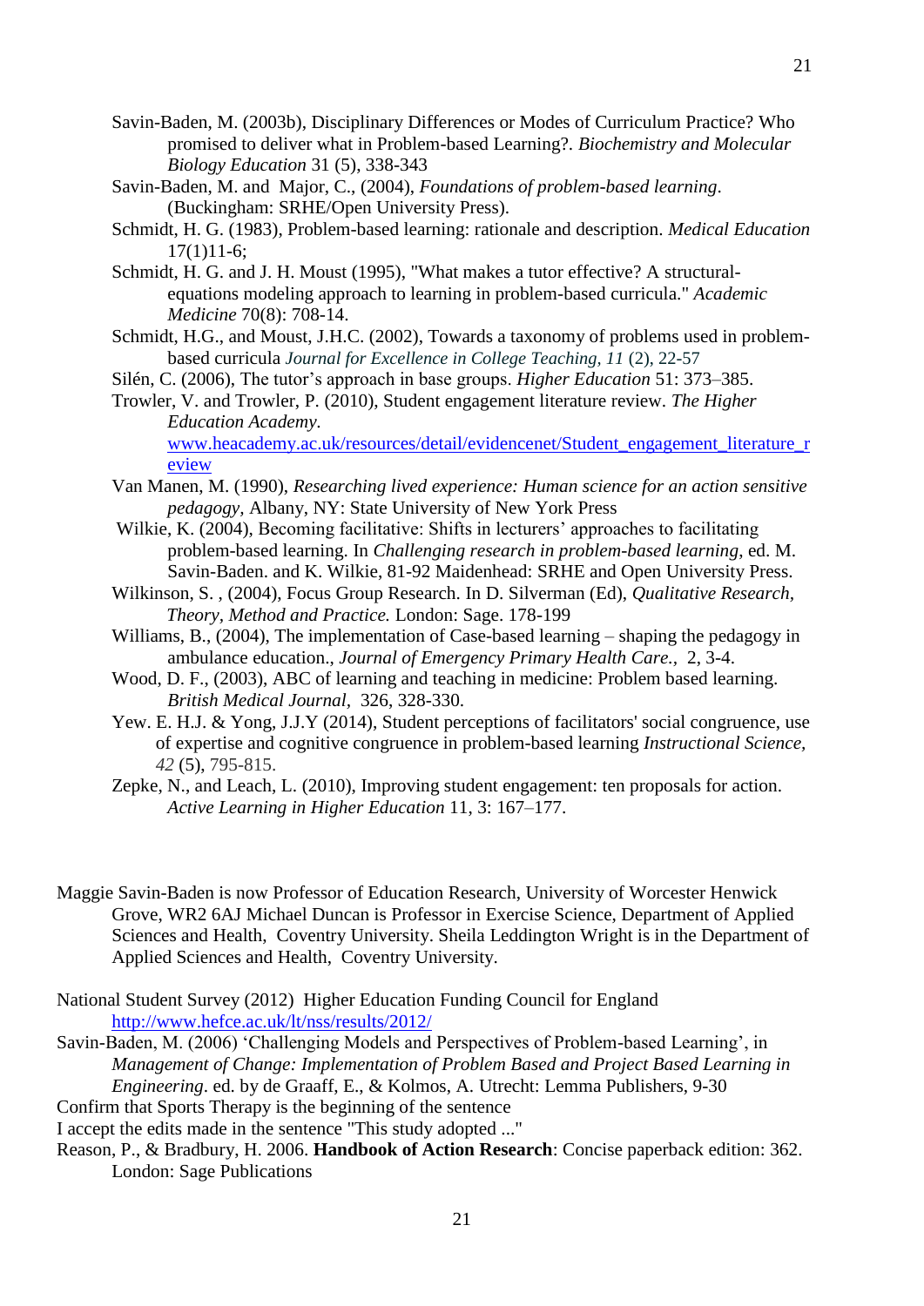Savin-Baden, M. (2003b), Disciplinary Differences or Modes of Curriculum Practice? Who promised to deliver what in Problem-based Learning?. *Biochemistry and Molecular Biology Education* 31 (5), 338-343

Savin-Baden, M. and Major, C., (2004), *Foundations of problem-based learning*. (Buckingham: SRHE/Open University Press).

Schmidt, H. G. (1983), Problem-based learning: rationale and description. *Medical Education* 17(1)11-6;

Schmidt, H. G. and J. H. Moust (1995), "What makes a tutor effective? A structural-equations modeling approach to learning in problem-based curricula." *Academic Medicine* 70(8): 708-14.

Schmidt, H.G., and Moust, J.H.C. (2002), Towards a taxonomy of problems used in problem-based curricula *Journal for Excellence in College Teaching, 11* (2), 22-57

Silén, C. (2006), The tutor's approach in base groups. *Higher Education* 51: 373–385.

Trowler, V. and Trowler, P. (2010), Student engagement literature review. *The Higher Education Academy.* www.heacademy.ac.uk/resources/detail/evidencenet/Student_engagement_literature_review

Van Manen, M. (1990), *Researching lived experience: Human science for an action sensitive pedagogy*, Albany, NY: State University of New York Press

Wilkie, K. (2004), Becoming facilitative: Shifts in lecturers' approaches to facilitating problem-based learning. In *Challenging research in problem-based learning*, ed. M. Savin-Baden. and K. Wilkie, 81-92 Maidenhead: SRHE and Open University Press.

Wilkinson, S. , (2004), Focus Group Research. In D. Silverman (Ed), *Qualitative Research, Theory, Method and Practice.* London: Sage. 178-199

Williams, B., (2004), The implementation of Case-based learning – shaping the pedagogy in ambulance education., *Journal of Emergency Primary Health Care.*, 2, 3-4.

Wood, D. F., (2003), ABC of learning and teaching in medicine: Problem based learning. *British Medical Journal*, 326, 328-330.

Yew. E. H.J. & Yong, J.J.Y (2014), Student perceptions of facilitators' social congruence, use of expertise and cognitive congruence in problem-based learning *Instructional Science, 42* (5), 795-815.

Zepke, N., and Leach, L. (2010), Improving student engagement: ten proposals for action. *Active Learning in Higher Education* 11, 3: 167–177.

Maggie Savin-Baden is now Professor of Education Research, University of Worcester Henwick Grove, WR2 6AJ Michael Duncan is Professor in Exercise Science, Department of Applied Sciences and Health, Coventry University. Sheila Leddington Wright is in the Department of Applied Sciences and Health, Coventry University.

National Student Survey (2012) Higher Education Funding Council for England http://www.hefce.ac.uk/lt/nss/results/2012/

Savin-Baden, M. (2006) 'Challenging Models and Perspectives of Problem-based Learning', in *Management of Change: Implementation of Problem Based and Project Based Learning in Engineering*. ed. by de Graaff, E., & Kolmos, A. Utrecht: Lemma Publishers, 9-30

Confirm that Sports Therapy is the beginning of the sentence

I accept the edits made in the sentence "This study adopted ..."

Reason, P., & Bradbury, H. 2006. **Handbook of Action Research**: Concise paperback edition: 362. London: Sage Publications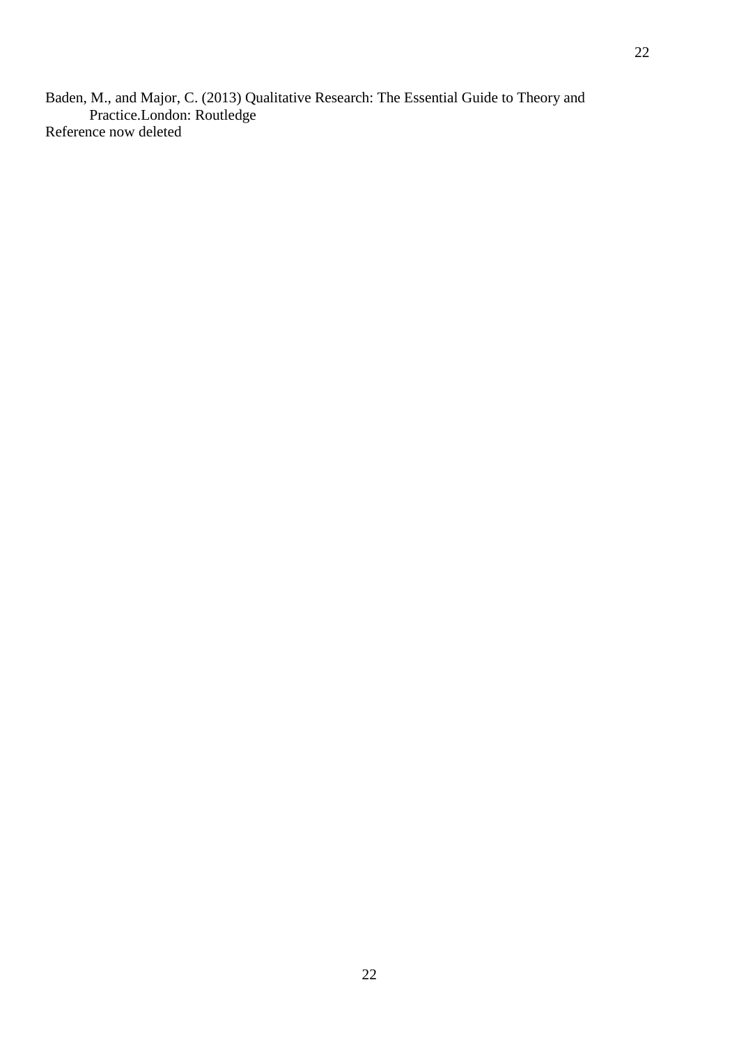Baden, M., and Major, C. (2013) Qualitative Research: The Essential Guide to Theory and Practice.London: Routledge

Reference now deleted